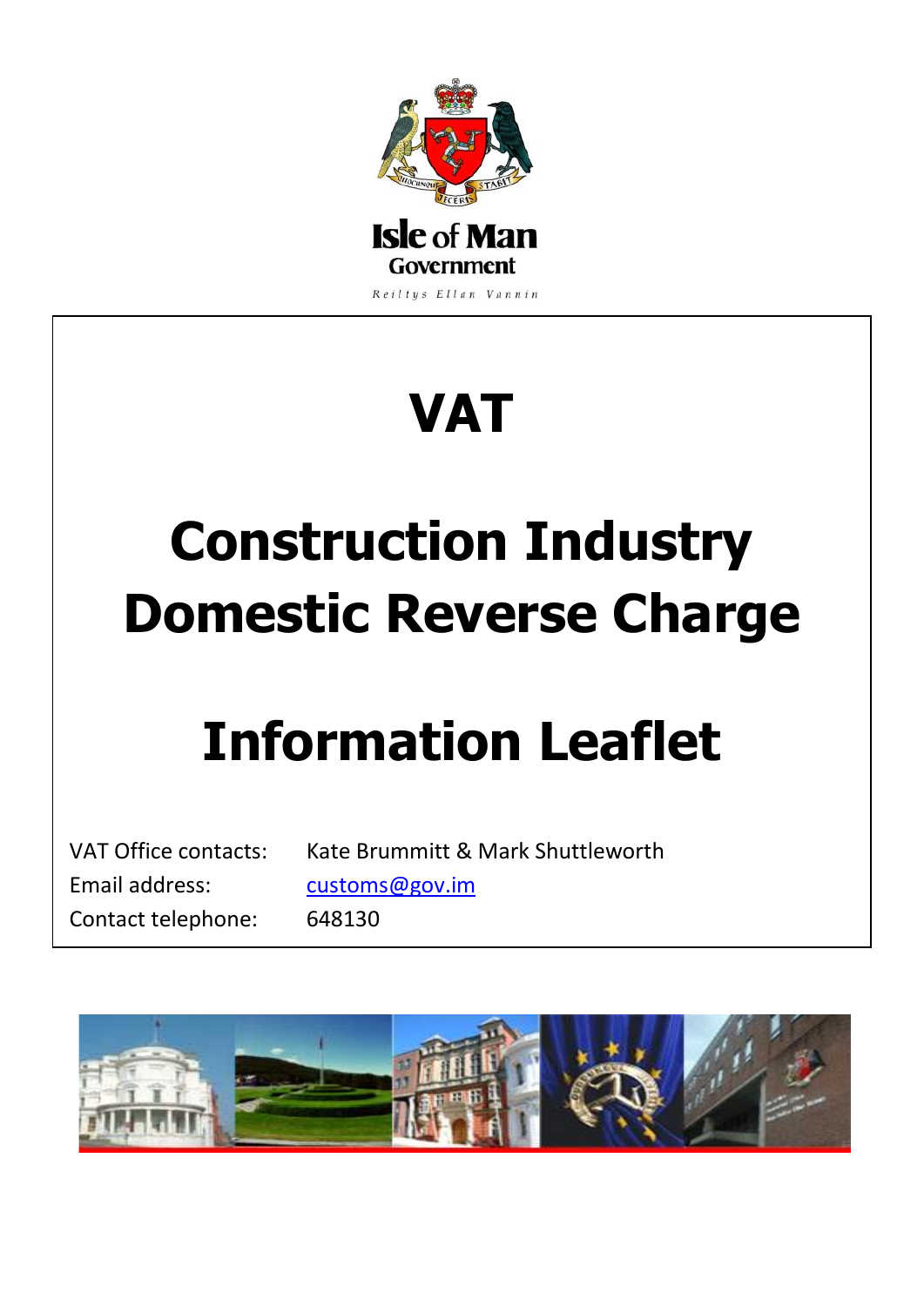Isle of Man Government

Reiltys Ellan Vannin

# VAT

# Construction Industry Domestic Reverse Charge

# Information Leaflet

| | |
|---|---|
| VAT Office contacts: | Kate Brummitt & Mark Shuttleworth |
| Email address: | customs@gov.im |
| Contact telephone: | 648130 |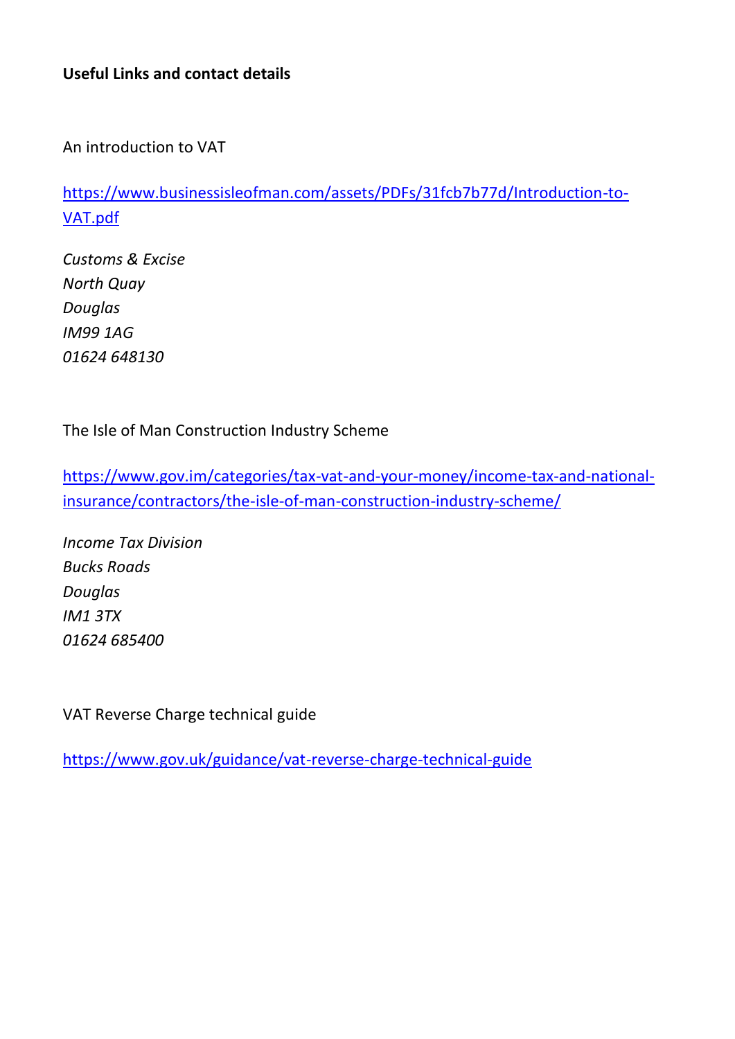**Useful Links and contact details**

An introduction to VAT

https://www.businessisleofman.com/assets/PDFs/31fcb7b77d/Introduction-to-VAT.pdf

*Customs & Excise*
*North Quay*
*Douglas*
*IM99 1AG*
*01624 648130*

The Isle of Man Construction Industry Scheme

https://www.gov.im/categories/tax-vat-and-your-money/income-tax-and-national-insurance/contractors/the-isle-of-man-construction-industry-scheme/

*Income Tax Division*
*Bucks Roads*
*Douglas*
*IM1 3TX*
*01624 685400*

VAT Reverse Charge technical guide

https://www.gov.uk/guidance/vat-reverse-charge-technical-guide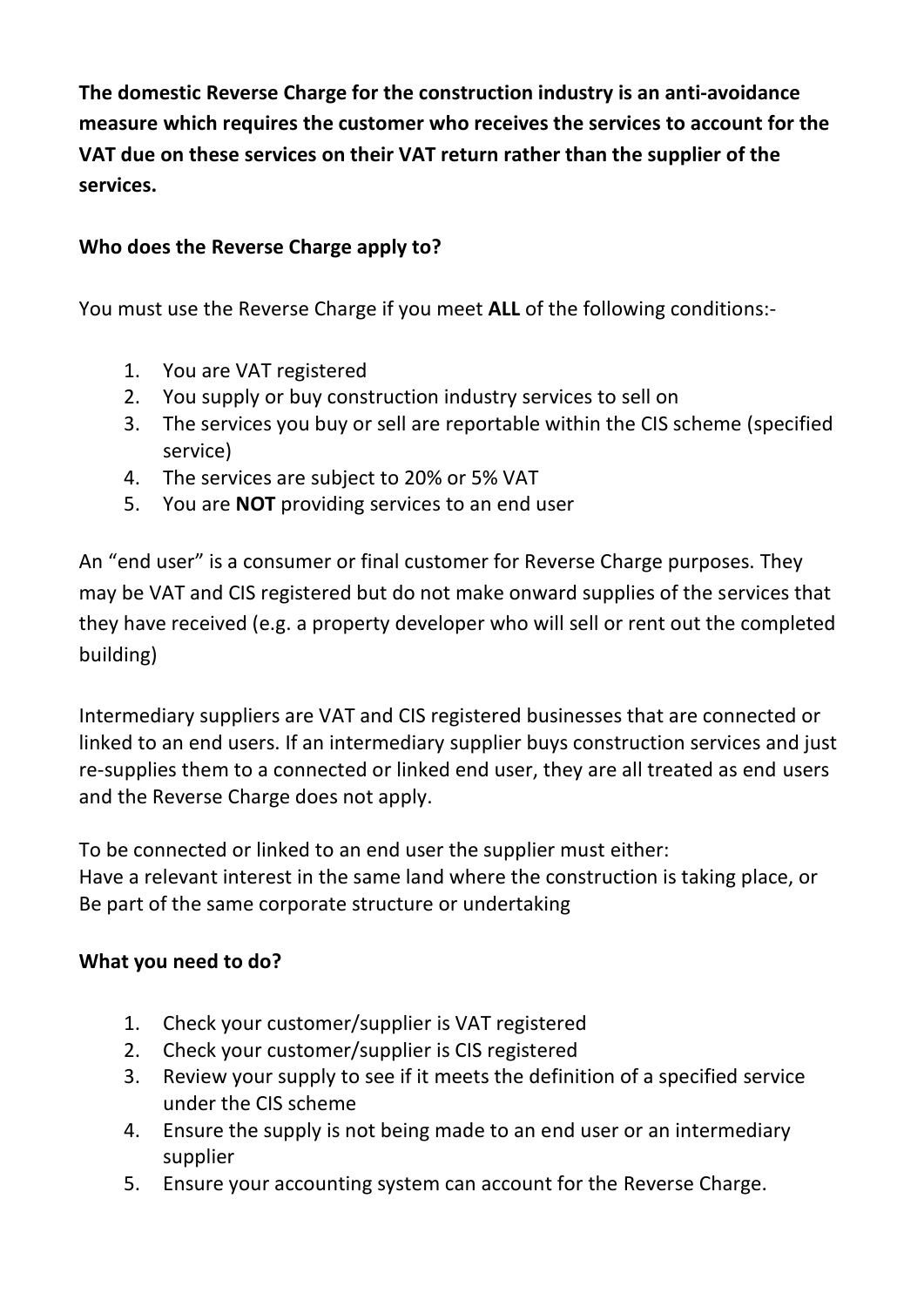**The domestic Reverse Charge for the construction industry is an anti-avoidance measure which requires the customer who receives the services to account for the VAT due on these services on their VAT return rather than the supplier of the services.**

**Who does the Reverse Charge apply to?**

You must use the Reverse Charge if you meet **ALL** of the following conditions:-

1. You are VAT registered
2. You supply or buy construction industry services to sell on
3. The services you buy or sell are reportable within the CIS scheme (specified service)
4. The services are subject to 20% or 5% VAT
5. You are **NOT** providing services to an end user

An "end user" is a consumer or final customer for Reverse Charge purposes. They may be VAT and CIS registered but do not make onward supplies of the services that they have received (e.g. a property developer who will sell or rent out the completed building)

Intermediary suppliers are VAT and CIS registered businesses that are connected or linked to an end users. If an intermediary supplier buys construction services and just re-supplies them to a connected or linked end user, they are all treated as end users and the Reverse Charge does not apply.

To be connected or linked to an end user the supplier must either:
Have a relevant interest in the same land where the construction is taking place, or
Be part of the same corporate structure or undertaking

**What you need to do?**

1. Check your customer/supplier is VAT registered
2. Check your customer/supplier is CIS registered
3. Review your supply to see if it meets the definition of a specified service under the CIS scheme
4. Ensure the supply is not being made to an end user or an intermediary supplier
5. Ensure your accounting system can account for the Reverse Charge.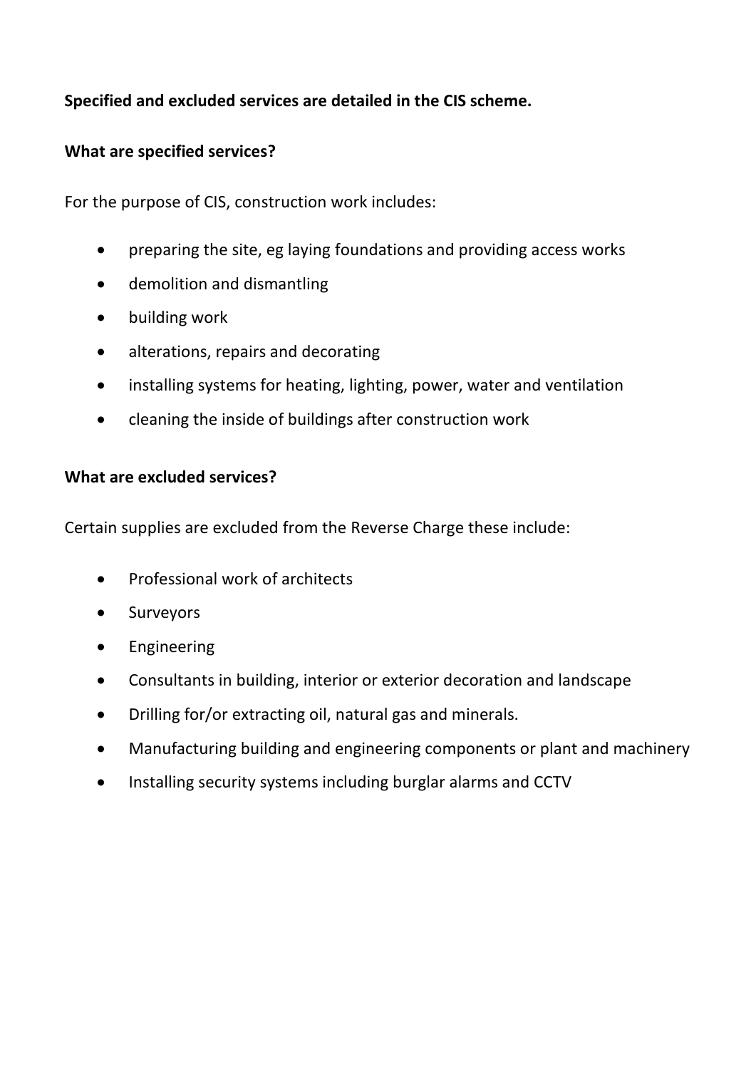**Specified and excluded services are detailed in the CIS scheme.**

**What are specified services?**

For the purpose of CIS, construction work includes:

- preparing the site, eg laying foundations and providing access works
- demolition and dismantling
- building work
- alterations, repairs and decorating
- installing systems for heating, lighting, power, water and ventilation
- cleaning the inside of buildings after construction work

**What are excluded services?**

Certain supplies are excluded from the Reverse Charge these include:

- Professional work of architects
- Surveyors
- Engineering
- Consultants in building, interior or exterior decoration and landscape
- Drilling for/or extracting oil, natural gas and minerals.
- Manufacturing building and engineering components or plant and machinery
- Installing security systems including burglar alarms and CCTV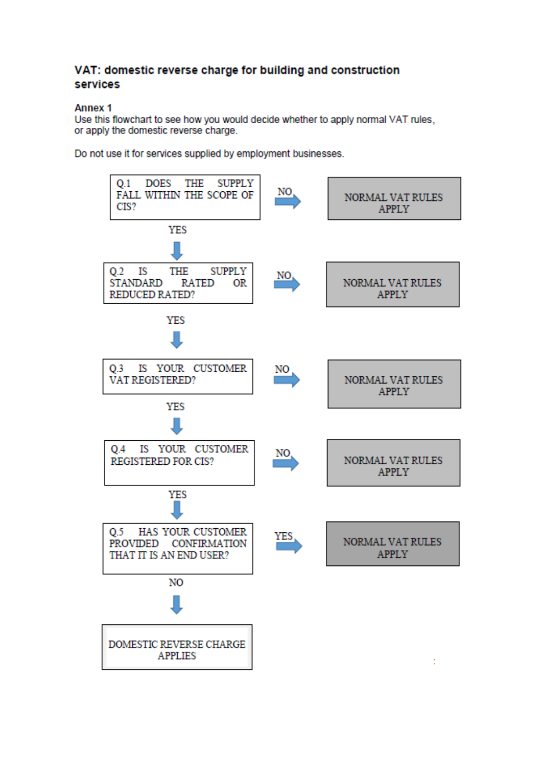**VAT: domestic reverse charge for building and construction services**

**Annex 1**

Use this flowchart to see how you would decide whether to apply normal VAT rules, or apply the domestic reverse charge.

Do not use it for services supplied by employment businesses.

Q.1 DOES THE SUPPLY FALL WITHIN THE SCOPE OF CIS?

- NO → NORMAL VAT RULES APPLY
- YES ↓

Q.2 IS THE SUPPLY STANDARD RATED OR REDUCED RATED?

- NO → NORMAL VAT RULES APPLY
- YES ↓

Q.3 IS YOUR CUSTOMER VAT REGISTERED?

- NO → NORMAL VAT RULES APPLY
- YES ↓

Q.4 IS YOUR CUSTOMER REGISTERED FOR CIS?

- NO → NORMAL VAT RULES APPLY
- YES ↓

Q.5 HAS YOUR CUSTOMER PROVIDED CONFIRMATION THAT IT IS AN END USER?

- YES → NORMAL VAT RULES APPLY
- NO ↓

DOMESTIC REVERSE CHARGE APPLIES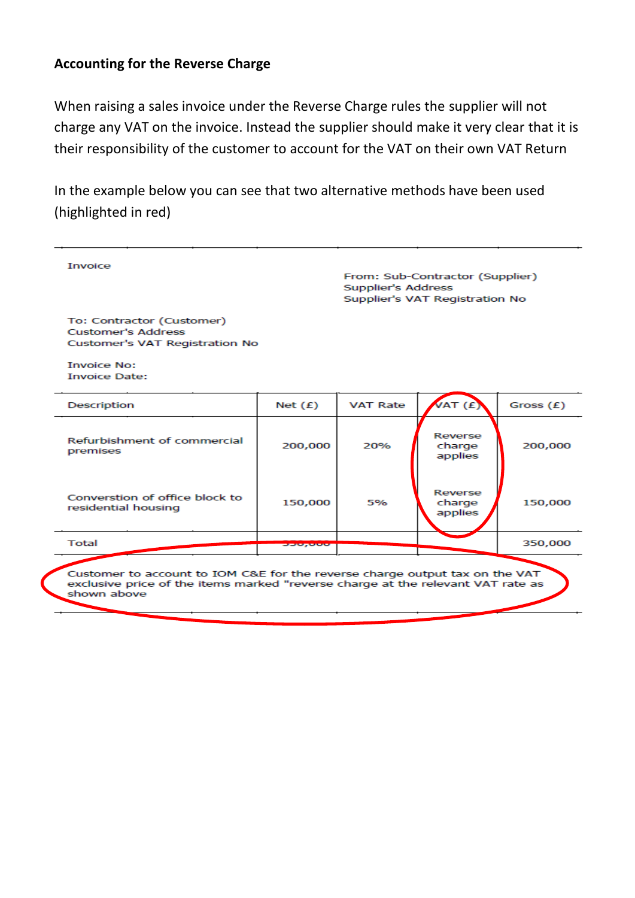**Accounting for the Reverse Charge**

When raising a sales invoice under the Reverse Charge rules the supplier will not charge any VAT on the invoice. Instead the supplier should make it very clear that it is their responsibility of the customer to account for the VAT on their own VAT Return

In the example below you can see that two alternative methods have been used (highlighted in red)

Invoice

From: Sub-Contractor (Supplier)
Supplier's Address
Supplier's VAT Registration No

To: Contractor (Customer)
Customer's Address
Customer's VAT Registration No

Invoice No:
Invoice Date:

| Description | Net (£) | VAT Rate | VAT (£) | Gross (£) |
|---|---|---|---|---|
| Refurbishment of commercial premises | 200,000 | 20% | Reverse charge applies | 200,000 |
| Converstion of office block to residential housing | 150,000 | 5% | Reverse charge applies | 150,000 |
| Total | 350,000 | | | 350,000 |

Customer to account to IOM C&E for the reverse charge output tax on the VAT exclusive price of the items marked "reverse charge at the relevant VAT rate as shown above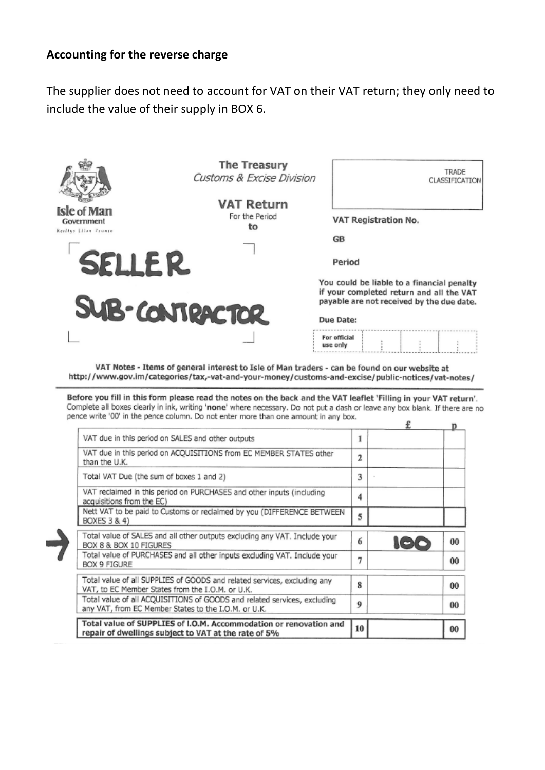**Accounting for the reverse charge**

The supplier does not need to account for VAT on their VAT return; they only need to include the value of their supply in BOX 6.

Isle of Man Government
Reiltys Ellan Vannin

**The Treasury**
*Customs & Excise Division*

**VAT Return**
For the Period
**to**

TRADE CLASSIFICATION

**VAT Registration No.**

GB

**Period**

You could be liable to a financial penalty if your completed return and all the VAT payable are not received by the due date.

**Due Date:**

For official use only

SELLER

SUB-CONTRACTOR

VAT Notes - Items of general interest to Isle of Man traders - can be found on our website at http://www.gov.im/categories/tax,-vat-and-your-money/customs-and-excise/public-notices/vat-notes/

**Before you fill in this form please read the notes on the back and the VAT leaflet 'Filling in your VAT return'.** Complete all boxes clearly in ink, writing '**none**' where necessary. Do not put a dash or leave any box blank. If there are no pence write '00' in the pence column. Do not enter more than one amount in any box.

| | | £ | p |
|---|---|---|---|
| VAT due in this period on SALES and other outputs | 1 | | |
| VAT due in this period on ACQUISITIONS from EC MEMBER STATES other than the U.K. | 2 | | |
| Total VAT Due (the sum of boxes 1 and 2) | 3 | | |
| VAT reclaimed in this period on PURCHASES and other inputs (including acquisitions from the EC) | 4 | | |
| Nett VAT to be paid to Customs or reclaimed by you (DIFFERENCE BETWEEN BOXES 3 & 4) | 5 | | |
| Total value of SALES and all other outputs excluding any VAT. Include your BOX 8 & BOX 10 FIGURES | 6 | 100 | 00 |
| Total value of PURCHASES and all other inputs excluding VAT. Include your BOX 9 FIGURE | 7 | | 00 |
| Total value of all SUPPLIES of GOODS and related services, excluding any VAT, to EC Member States from the I.O.M. or U.K. | 8 | | 00 |
| Total value of all ACQUISITIONS of GOODS and related services, excluding any VAT, from EC Member States to the I.O.M. or U.K. | 9 | | 00 |
| **Total value of SUPPLIES of I.O.M. Accommodation or renovation and repair of dwellings subject to VAT at the rate of 5%** | 10 | | 00 |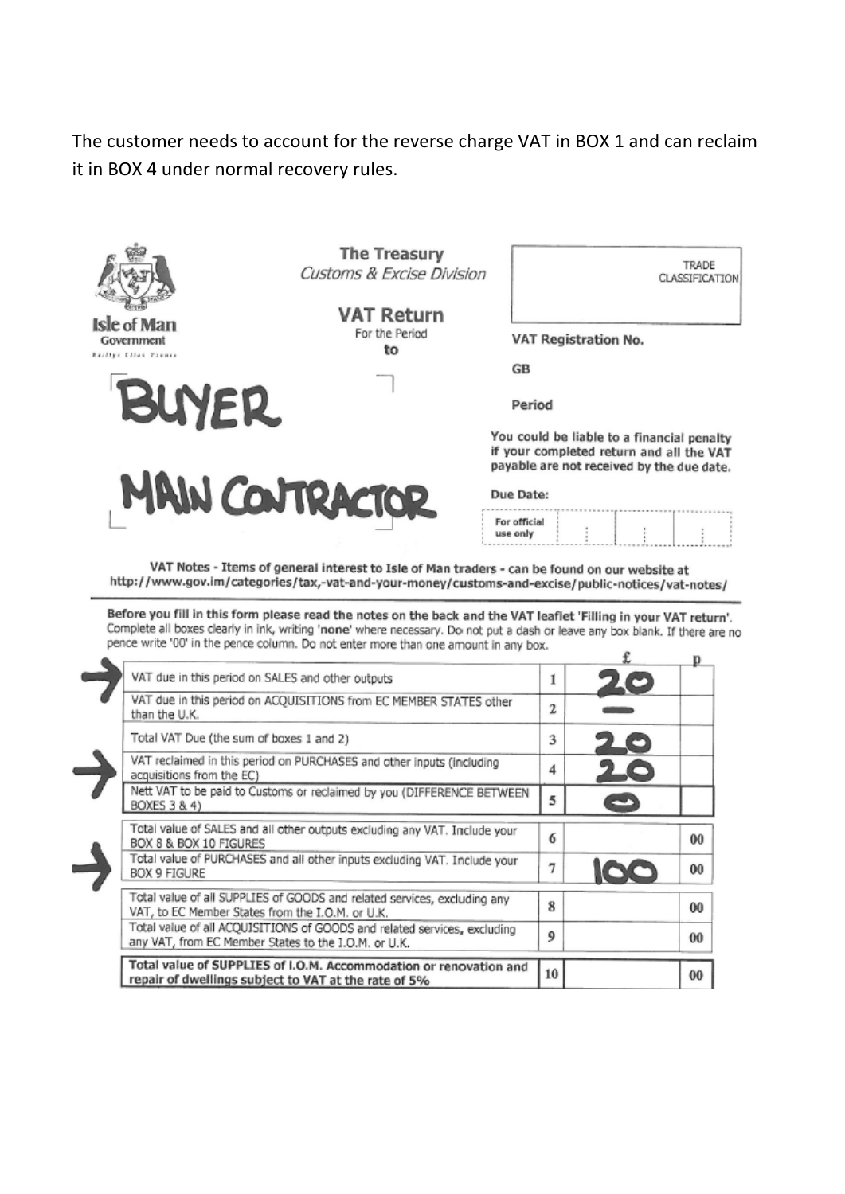The customer needs to account for the reverse charge VAT in BOX 1 and can reclaim it in BOX 4 under normal recovery rules.

Isle of Man Government
Reiltys Ellan Vannin

**The Treasury**
*Customs & Excise Division*

**VAT Return**
For the Period
**to**

TRADE CLASSIFICATION

**VAT Registration No.**

GB

**Period**

BUYER

MAIN CONTRACTOR

**You could be liable to a financial penalty if your completed return and all the VAT payable are not received by the due date.**

**Due Date:**

For official use only

VAT Notes - Items of general interest to Isle of Man traders - can be found on our website at http://www.gov.im/categories/tax,-vat-and-your-money/customs-and-excise/public-notices/vat-notes/

**Before you fill in this form please read the notes on the back and the VAT leaflet 'Filling in your VAT return'.** Complete all boxes clearly in ink, writing '**none**' where necessary. Do not put a dash or leave any box blank. If there are no pence write '00' in the pence column. Do not enter more than one amount in any box.

| | | £ | p |
|---|---|---|---|
| → VAT due in this period on SALES and other outputs | 1 | 20 | |
| VAT due in this period on ACQUISITIONS from EC MEMBER STATES other than the U.K. | 2 | — | |
| Total VAT Due (the sum of boxes 1 and 2) | 3 | 20 | |
| → VAT reclaimed in this period on PURCHASES and other inputs (including acquisitions from the EC) | 4 | 20 | |
| Nett VAT to be paid to Customs or reclaimed by you (DIFFERENCE BETWEEN BOXES 3 & 4) | 5 | 0 | |
| Total value of SALES and all other outputs excluding any VAT. Include your BOX 8 & BOX 10 FIGURES | 6 | | 00 |
| → Total value of PURCHASES and all other inputs excluding VAT. Include your BOX 9 FIGURE | 7 | 100 | 00 |
| Total value of all SUPPLIES of GOODS and related services, excluding any VAT, to EC Member States from the I.O.M. or U.K. | 8 | | 00 |
| Total value of all ACQUISITIONS of GOODS and related services, excluding any VAT, from EC Member States to the I.O.M. or U.K. | 9 | | 00 |
| Total value of **SUPPLIES** of **I.O.M. Accommodation or renovation and repair of dwellings subject to VAT at the rate of 5%** | 10 | | 00 |